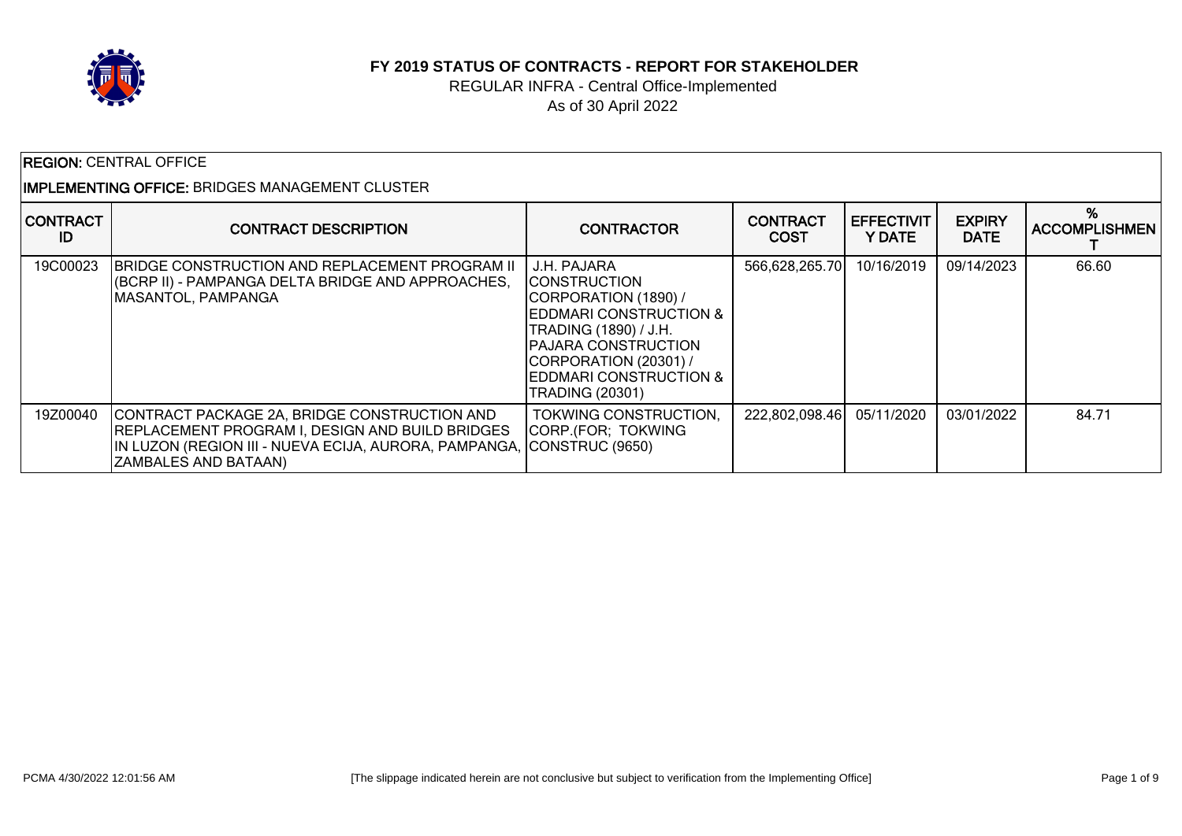# FY 2019 STATUS OF CONTRACTS - REPORT FOR STAKEHOLDER

REGULAR INFRA - Central Office-Implemented

As of 30 April 2022

**REGION:** CENTRAL OFFICE

**IMPLEMENTING OFFICE:** BRIDGES MANAGEMENT CLUSTER

| CONTRACT ID | CONTRACT DESCRIPTION | CONTRACTOR | CONTRACT COST | EFFECTIVITY DATE | EXPIRY DATE | % ACCOMPLISHMENT |
|---|---|---|---|---|---|---|
| 19C00023 | BRIDGE CONSTRUCTION AND REPLACEMENT PROGRAM II (BCRP II) - PAMPANGA DELTA BRIDGE AND APPROACHES, MASANTOL, PAMPANGA | J.H. PAJARA CONSTRUCTION CORPORATION (1890) / EDDMARI CONSTRUCTION & TRADING (1890) / J.H. PAJARA CONSTRUCTION CORPORATION (20301) / EDDMARI CONSTRUCTION & TRADING (20301) | 566,628,265.70 | 10/16/2019 | 09/14/2023 | 66.60 |
| 19Z00040 | CONTRACT PACKAGE 2A, BRIDGE CONSTRUCTION AND REPLACEMENT PROGRAM I, DESIGN AND BUILD BRIDGES IN LUZON (REGION III - NUEVA ECIJA, AURORA, PAMPANGA, ZAMBALES AND BATAAN) | TOKWING CONSTRUCTION, CORP.(FOR; TOKWING CONSTRUC (9650) | 222,802,098.46 | 05/11/2020 | 03/01/2022 | 84.71 |

PCMA 4/30/2022 12:01:56 AM

[The slippage indicated herein are not conclusive but subject to verification from the Implementing Office]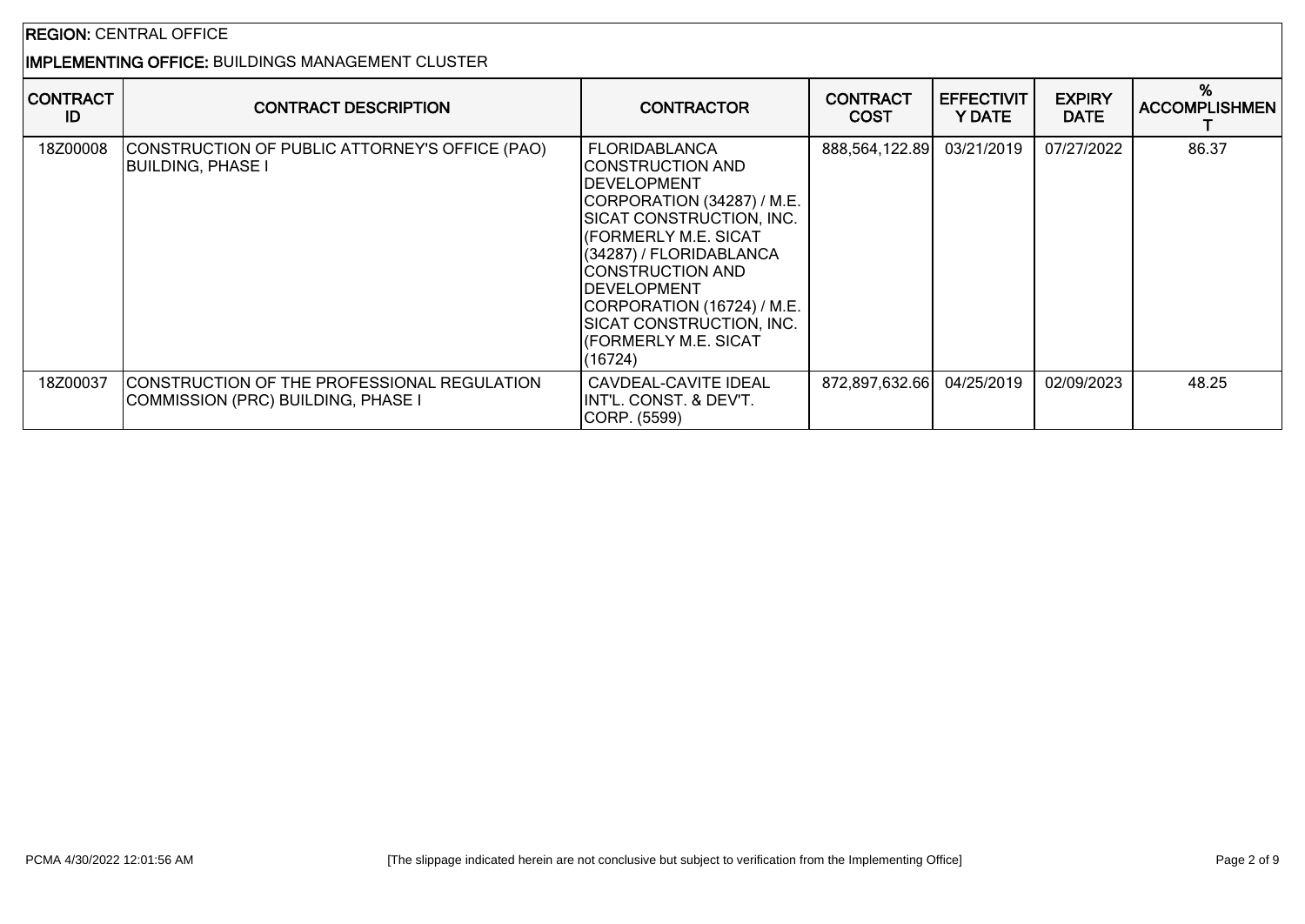**REGION:** CENTRAL OFFICE

**IMPLEMENTING OFFICE:** BUILDINGS MANAGEMENT CLUSTER

| CONTRACT ID | CONTRACT DESCRIPTION | CONTRACTOR | CONTRACT COST | EFFECTIVITY DATE | EXPIRY DATE | % ACCOMPLISHMENT |
|---|---|---|---|---|---|---|
| 18Z00008 | CONSTRUCTION OF PUBLIC ATTORNEY'S OFFICE (PAO) BUILDING, PHASE I | FLORIDABLANCA CONSTRUCTION AND DEVELOPMENT CORPORATION (34287) / M.E. SICAT CONSTRUCTION, INC. (FORMERLY M.E. SICAT (34287) / FLORIDABLANCA CONSTRUCTION AND DEVELOPMENT CORPORATION (16724) / M.E. SICAT CONSTRUCTION, INC. (FORMERLY M.E. SICAT (16724) | 888,564,122.89 | 03/21/2019 | 07/27/2022 | 86.37 |
| 18Z00037 | CONSTRUCTION OF THE PROFESSIONAL REGULATION COMMISSION (PRC) BUILDING, PHASE I | CAVDEAL-CAVITE IDEAL INT'L. CONST. & DEV'T. CORP. (5599) | 872,897,632.66 | 04/25/2019 | 02/09/2023 | 48.25 |

PCMA 4/30/2022 12:01:56 AM

[The slippage indicated herein are not conclusive but subject to verification from the Implementing Office]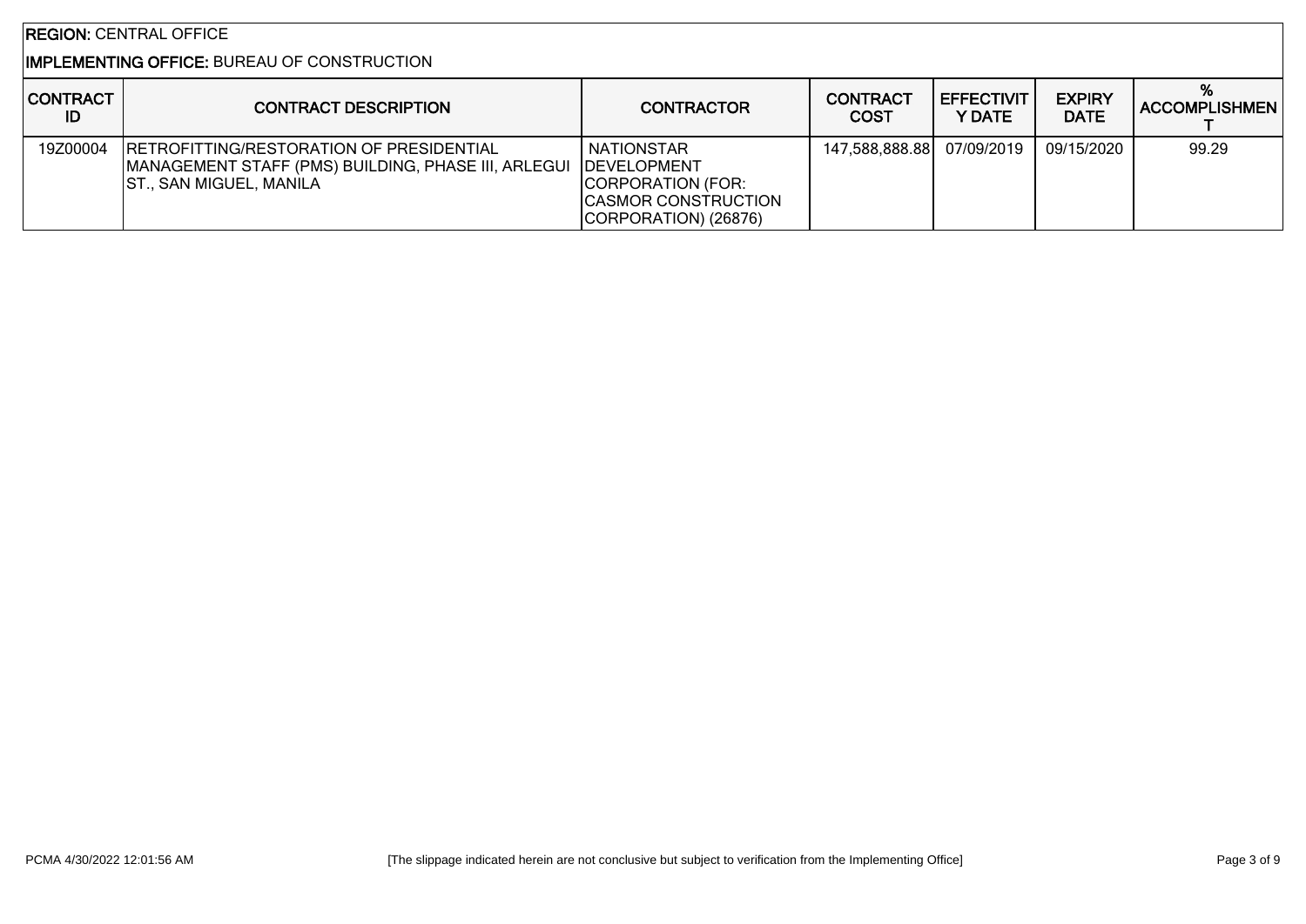**REGION:** CENTRAL OFFICE

**IMPLEMENTING OFFICE:** BUREAU OF CONSTRUCTION

| CONTRACT ID | CONTRACT DESCRIPTION | CONTRACTOR | CONTRACT COST | EFFECTIVITY DATE | EXPIRY DATE | % ACCOMPLISHMENT |
|---|---|---|---|---|---|---|
| 19Z00004 | RETROFITTING/RESTORATION OF PRESIDENTIAL MANAGEMENT STAFF (PMS) BUILDING, PHASE III, ARLEGUI ST., SAN MIGUEL, MANILA | NATIONSTAR DEVELOPMENT CORPORATION (FOR: CASMOR CONSTRUCTION CORPORATION) (26876) | 147,588,888.88 | 07/09/2019 | 09/15/2020 | 99.29 |

PCMA 4/30/2022 12:01:56 AM

[The slippage indicated herein are not conclusive but subject to verification from the Implementing Office]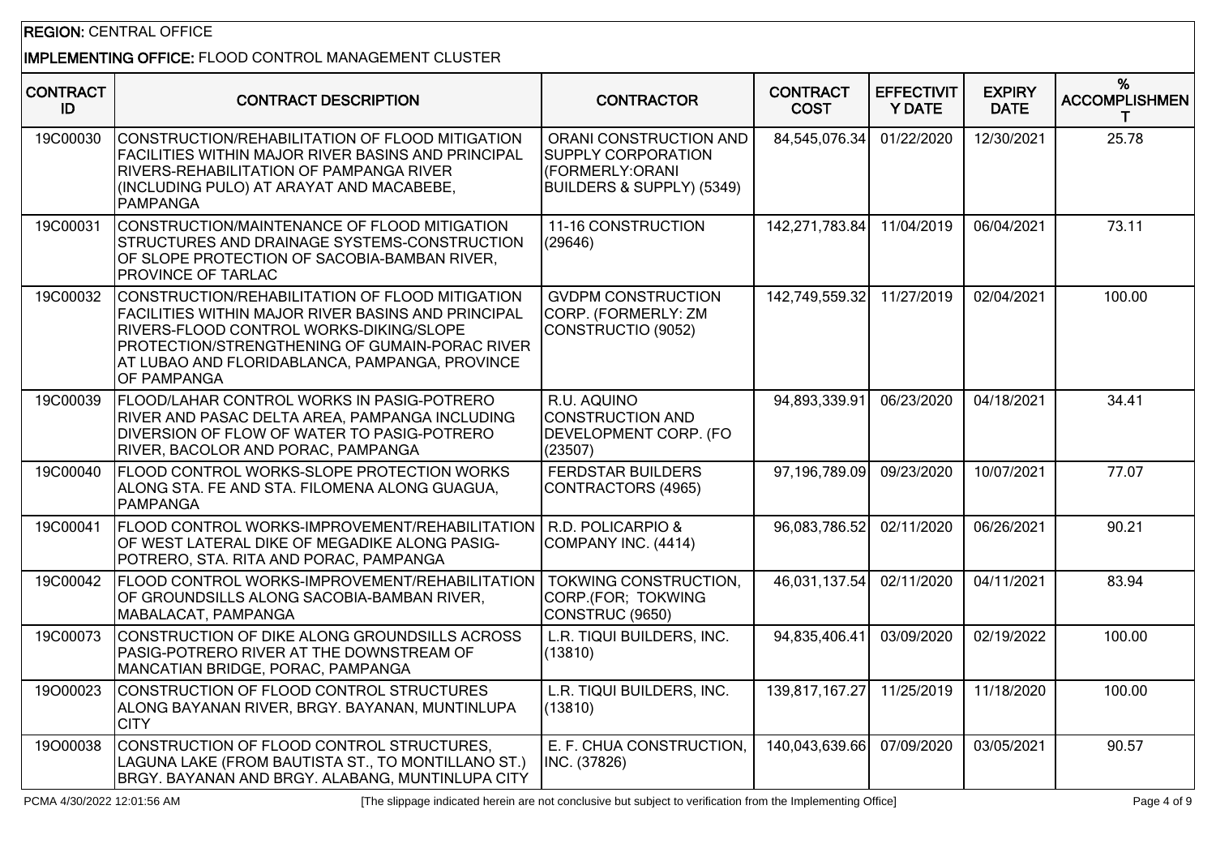**REGION:** CENTRAL OFFICE

**IMPLEMENTING OFFICE:** FLOOD CONTROL MANAGEMENT CLUSTER

| CONTRACT ID | CONTRACT DESCRIPTION | CONTRACTOR | CONTRACT COST | EFFECTIVITY DATE | EXPIRY DATE | % ACCOMPLISHMENT |
|---|---|---|---|---|---|---|
| 19C00030 | CONSTRUCTION/REHABILITATION OF FLOOD MITIGATION FACILITIES WITHIN MAJOR RIVER BASINS AND PRINCIPAL RIVERS-REHABILITATION OF PAMPANGA RIVER (INCLUDING PULO) AT ARAYAT AND MACABEBE, PAMPANGA | ORANI CONSTRUCTION AND SUPPLY CORPORATION (FORMERLY:ORANI BUILDERS & SUPPLY) (5349) | 84,545,076.34 | 01/22/2020 | 12/30/2021 | 25.78 |
| 19C00031 | CONSTRUCTION/MAINTENANCE OF FLOOD MITIGATION STRUCTURES AND DRAINAGE SYSTEMS-CONSTRUCTION OF SLOPE PROTECTION OF SACOBIA-BAMBAN RIVER, PROVINCE OF TARLAC | 11-16 CONSTRUCTION (29646) | 142,271,783.84 | 11/04/2019 | 06/04/2021 | 73.11 |
| 19C00032 | CONSTRUCTION/REHABILITATION OF FLOOD MITIGATION FACILITIES WITHIN MAJOR RIVER BASINS AND PRINCIPAL RIVERS-FLOOD CONTROL WORKS-DIKING/SLOPE PROTECTION/STRENGTHENING OF GUMAIN-PORAC RIVER AT LUBAO AND FLORIDABLANCA, PAMPANGA, PROVINCE OF PAMPANGA | GVDPM CONSTRUCTION CORP. (FORMERLY: ZM CONSTRUCTIO (9052) | 142,749,559.32 | 11/27/2019 | 02/04/2021 | 100.00 |
| 19C00039 | FLOOD/LAHAR CONTROL WORKS IN PASIG-POTRERO RIVER AND PASAC DELTA AREA, PAMPANGA INCLUDING DIVERSION OF FLOW OF WATER TO PASIG-POTRERO RIVER, BACOLOR AND PORAC, PAMPANGA | R.U. AQUINO CONSTRUCTION AND DEVELOPMENT CORP. (FO (23507) | 94,893,339.91 | 06/23/2020 | 04/18/2021 | 34.41 |
| 19C00040 | FLOOD CONTROL WORKS-SLOPE PROTECTION WORKS ALONG STA. FE AND STA. FILOMENA ALONG GUAGUA, PAMPANGA | FERDSTAR BUILDERS CONTRACTORS (4965) | 97,196,789.09 | 09/23/2020 | 10/07/2021 | 77.07 |
| 19C00041 | FLOOD CONTROL WORKS-IMPROVEMENT/REHABILITATION OF WEST LATERAL DIKE OF MEGADIKE ALONG PASIG-POTRERO, STA. RITA AND PORAC, PAMPANGA | R.D. POLICARPIO & COMPANY INC. (4414) | 96,083,786.52 | 02/11/2020 | 06/26/2021 | 90.21 |
| 19C00042 | FLOOD CONTROL WORKS-IMPROVEMENT/REHABILITATION OF GROUNDSILLS ALONG SACOBIA-BAMBAN RIVER, MABALACAT, PAMPANGA | TOKWING CONSTRUCTION, CORP.(FOR; TOKWING CONSTRUC (9650) | 46,031,137.54 | 02/11/2020 | 04/11/2021 | 83.94 |
| 19C00073 | CONSTRUCTION OF DIKE ALONG GROUNDSILLS ACROSS PASIG-POTRERO RIVER AT THE DOWNSTREAM OF MANCATIAN BRIDGE, PORAC, PAMPANGA | L.R. TIQUI BUILDERS, INC. (13810) | 94,835,406.41 | 03/09/2020 | 02/19/2022 | 100.00 |
| 19O00023 | CONSTRUCTION OF FLOOD CONTROL STRUCTURES ALONG BAYANAN RIVER, BRGY. BAYANAN, MUNTINLUPA CITY | L.R. TIQUI BUILDERS, INC. (13810) | 139,817,167.27 | 11/25/2019 | 11/18/2020 | 100.00 |
| 19O00038 | CONSTRUCTION OF FLOOD CONTROL STRUCTURES, LAGUNA LAKE (FROM BAUTISTA ST., TO MONTILLANO ST.) BRGY. BAYANAN AND BRGY. ALABANG, MUNTINLUPA CITY | E. F. CHUA CONSTRUCTION, INC. (37826) | 140,043,639.66 | 07/09/2020 | 03/05/2021 | 90.57 |

[The slippage indicated herein are not conclusive but subject to verification from the Implementing Office]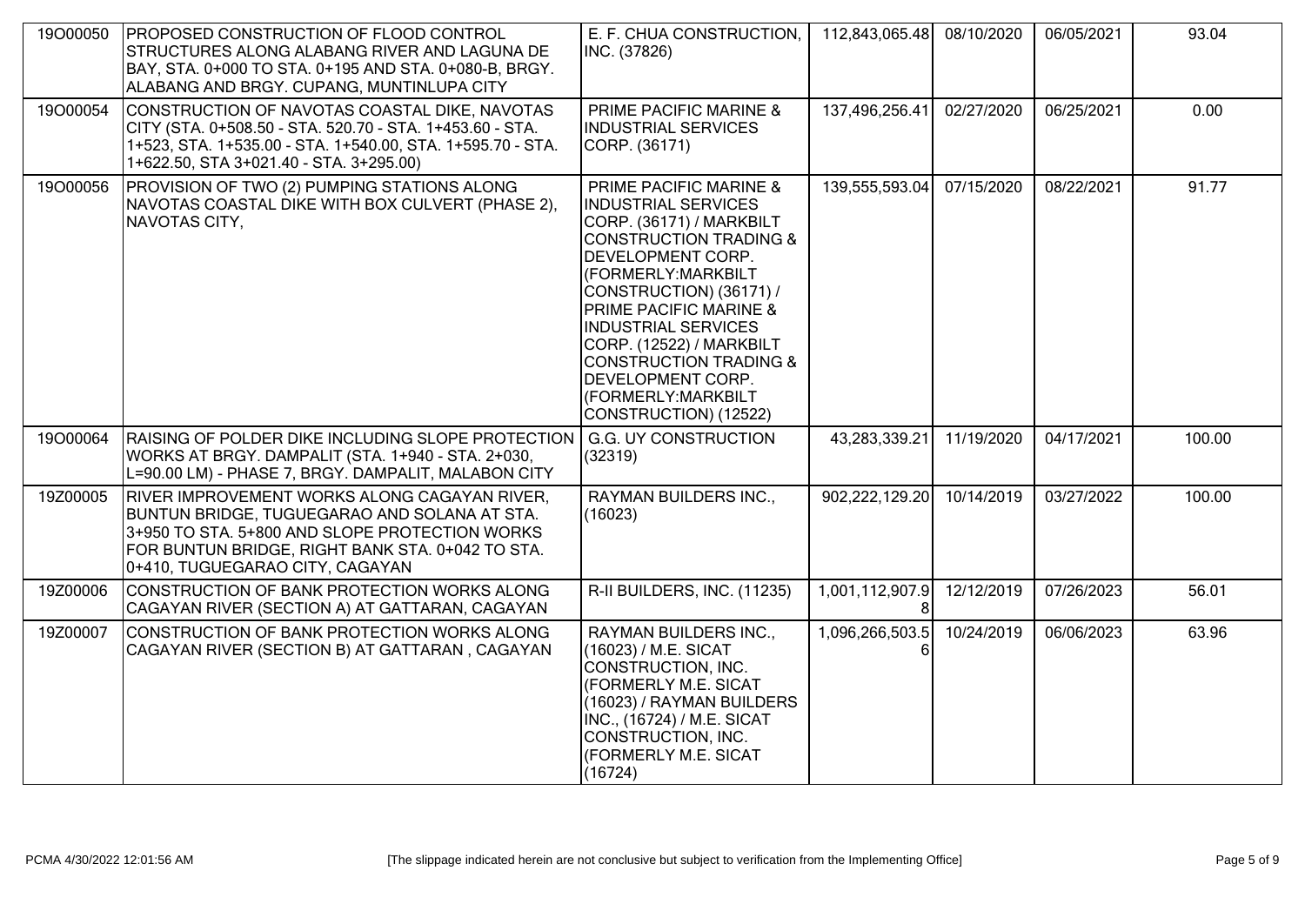| | | | | | | |
|---|---|---|---|---|---|---|
| 19O000050 | PROPOSED CONSTRUCTION OF FLOOD CONTROL STRUCTURES ALONG ALABANG RIVER AND LAGUNA DE BAY, STA. 0+000 TO STA. 0+195 AND STA. 0+080-B, BRGY. ALABANG AND BRGY. CUPANG, MUNTINLUPA CITY | E. F. CHUA CONSTRUCTION, INC. (37826) | 112,843,065.48 | 08/10/2020 | 06/05/2021 | 93.04 |
| 19O000054 | CONSTRUCTION OF NAVOTAS COASTAL DIKE, NAVOTAS CITY (STA. 0+508.50 - STA. 520.70 - STA. 1+453.60 - STA. 1+523, STA. 1+535.00 - STA. 1+540.00, STA. 1+595.70 - STA. 1+622.50, STA 3+021.40 - STA. 3+295.00) | PRIME PACIFIC MARINE & INDUSTRIAL SERVICES CORP. (36171) | 137,496,256.41 | 02/27/2020 | 06/25/2021 | 0.00 |
| 19O000056 | PROVISION OF TWO (2) PUMPING STATIONS ALONG NAVOTAS COASTAL DIKE WITH BOX CULVERT (PHASE 2), NAVOTAS CITY, | PRIME PACIFIC MARINE & INDUSTRIAL SERVICES CORP. (36171) / MARKBILT CONSTRUCTION TRADING & DEVELOPMENT CORP. (FORMERLY:MARKBILT CONSTRUCTION) (36171) / PRIME PACIFIC MARINE & INDUSTRIAL SERVICES CORP. (12522) / MARKBILT CONSTRUCTION TRADING & DEVELOPMENT CORP. (FORMERLY:MARKBILT CONSTRUCTION) (12522) | 139,555,593.04 | 07/15/2020 | 08/22/2021 | 91.77 |
| 19O000064 | RAISING OF POLDER DIKE INCLUDING SLOPE PROTECTION WORKS AT BRGY. DAMPALIT (STA. 1+940 - STA. 2+030, L=90.00 LM) - PHASE 7, BRGY. DAMPALIT, MALABON CITY | G.G. UY CONSTRUCTION (32319) | 43,283,339.21 | 11/19/2020 | 04/17/2021 | 100.00 |
| 19Z00005 | RIVER IMPROVEMENT WORKS ALONG CAGAYAN RIVER, BUNTUN BRIDGE, TUGUEGARAO AND SOLANA AT STA. 3+950 TO STA. 5+800 AND SLOPE PROTECTION WORKS FOR BUNTUN BRIDGE, RIGHT BANK STA. 0+042 TO STA. 0+410, TUGUEGARAO CITY, CAGAYAN | RAYMAN BUILDERS INC., (16023) | 902,222,129.20 | 10/14/2019 | 03/27/2022 | 100.00 |
| 19Z00006 | CONSTRUCTION OF BANK PROTECTION WORKS ALONG CAGAYAN RIVER (SECTION A) AT GATTARAN, CAGAYAN | R-II BUILDERS, INC. (11235) | 1,001,112,907.98 | 12/12/2019 | 07/26/2023 | 56.01 |
| 19Z00007 | CONSTRUCTION OF BANK PROTECTION WORKS ALONG CAGAYAN RIVER (SECTION B) AT GATTARAN , CAGAYAN | RAYMAN BUILDERS INC., (16023) / M.E. SICAT CONSTRUCTION, INC. (FORMERLY M.E. SICAT (16023) / RAYMAN BUILDERS INC., (16724) / M.E. SICAT CONSTRUCTION, INC. (FORMERLY M.E. SICAT (16724) | 1,096,266,503.56 | 10/24/2019 | 06/06/2023 | 63.96 |

PCMA 4/30/2022 12:01:56 AM [The slippage indicated herein are not conclusive but subject to verification from the Implementing Office]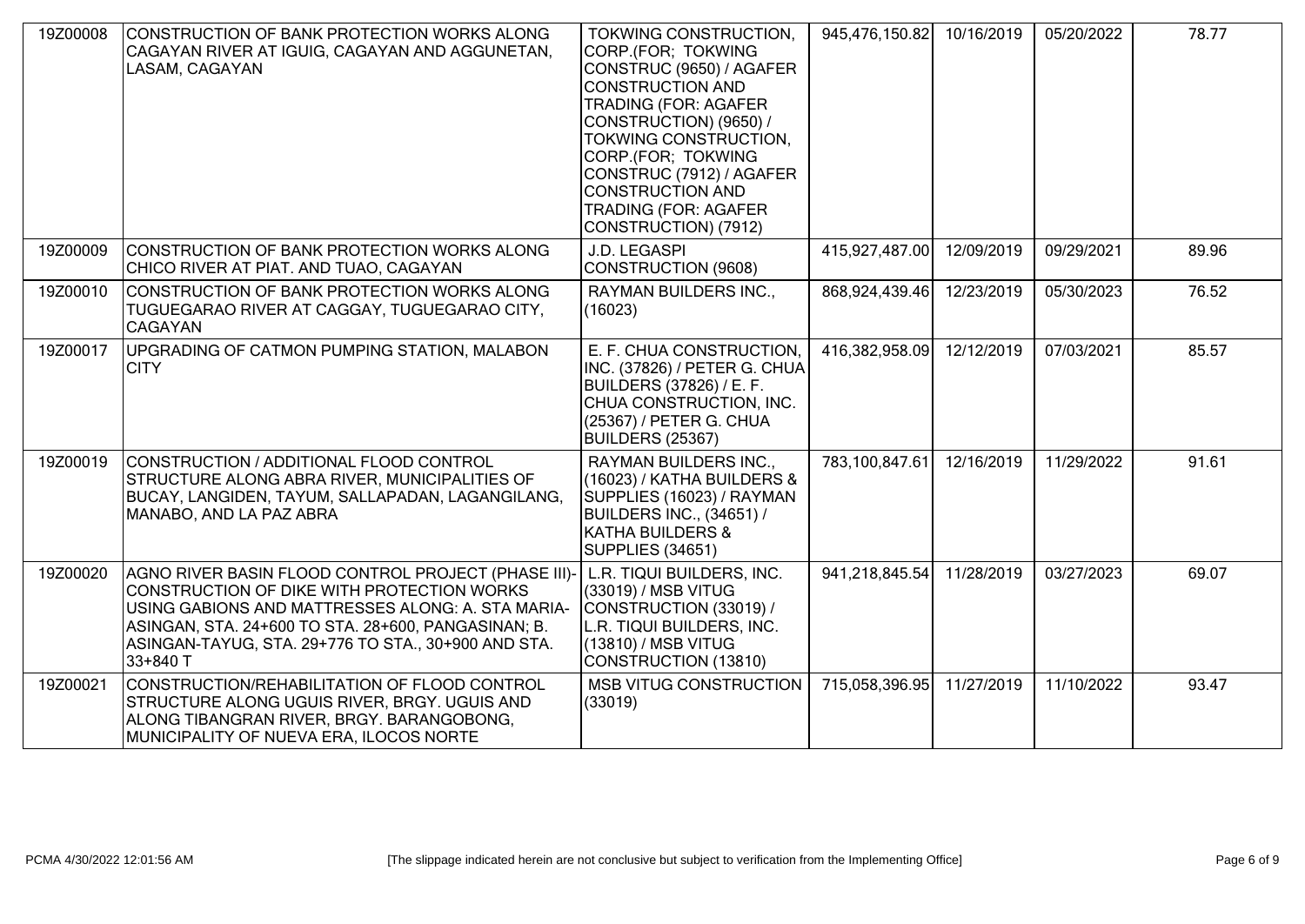| 19Z00008 | CONSTRUCTION OF BANK PROTECTION WORKS ALONG CAGAYAN RIVER AT IGUIG, CAGAYAN AND AGGUNETAN, LASAM, CAGAYAN | TOKWING CONSTRUCTION, CORP.(FOR; TOKWING CONSTRUC (9650) / AGAFER CONSTRUCTION AND TRADING (FOR: AGAFER CONSTRUCTION) (9650) / TOKWING CONSTRUCTION, CORP.(FOR; TOKWING CONSTRUC (7912) / AGAFER CONSTRUCTION AND TRADING (FOR: AGAFER CONSTRUCTION) (7912) | 945,476,150.82 | 10/16/2019 | 05/20/2022 | 78.77 |
|---|---|---|---|---|---|---|
| 19Z00009 | CONSTRUCTION OF BANK PROTECTION WORKS ALONG CHICO RIVER AT PIAT. AND TUAO, CAGAYAN | J.D. LEGASPI CONSTRUCTION (9608) | 415,927,487.00 | 12/09/2019 | 09/29/2021 | 89.96 |
| 19Z00010 | CONSTRUCTION OF BANK PROTECTION WORKS ALONG TUGUEGARAO RIVER AT CAGGAY, TUGUEGARAO CITY, CAGAYAN | RAYMAN BUILDERS INC., (16023) | 868,924,439.46 | 12/23/2019 | 05/30/2023 | 76.52 |
| 19Z00017 | UPGRADING OF CATMON PUMPING STATION, MALABON CITY | E. F. CHUA CONSTRUCTION, INC. (37826) / PETER G. CHUA BUILDERS (37826) / E. F. CHUA CONSTRUCTION, INC. (25367) / PETER G. CHUA BUILDERS (25367) | 416,382,958.09 | 12/12/2019 | 07/03/2021 | 85.57 |
| 19Z00019 | CONSTRUCTION / ADDITIONAL FLOOD CONTROL STRUCTURE ALONG ABRA RIVER, MUNICIPALITIES OF BUCAY, LANGIDEN, TAYUM, SALLAPADAN, LAGANGILANG, MANABO, AND LA PAZ ABRA | RAYMAN BUILDERS INC., (16023) / KATHA BUILDERS & SUPPLIES (16023) / RAYMAN BUILDERS INC., (34651) / KATHA BUILDERS & SUPPLIES (34651) | 783,100,847.61 | 12/16/2019 | 11/29/2022 | 91.61 |
| 19Z00020 | AGNO RIVER BASIN FLOOD CONTROL PROJECT (PHASE III)- CONSTRUCTION OF DIKE WITH PROTECTION WORKS USING GABIONS AND MATTRESSES ALONG: A. STA MARIA-ASINGAN, STA. 24+600 TO STA. 28+600, PANGASINAN; B. ASINGAN-TAYUG, STA. 29+776 TO STA., 30+900 AND STA. 33+840 T | L.R. TIQUI BUILDERS, INC. (33019) / MSB VITUG CONSTRUCTION (33019) / L.R. TIQUI BUILDERS, INC. (13810) / MSB VITUG CONSTRUCTION (13810) | 941,218,845.54 | 11/28/2019 | 03/27/2023 | 69.07 |
| 19Z00021 | CONSTRUCTION/REHABILITATION OF FLOOD CONTROL STRUCTURE ALONG UGUIS RIVER, BRGY. UGUIS AND ALONG TIBANGRAN RIVER, BRGY. BARANGOBONG, MUNICIPALITY OF NUEVA ERA, ILOCOS NORTE | MSB VITUG CONSTRUCTION (33019) | 715,058,396.95 | 11/27/2019 | 11/10/2022 | 93.47 |

PCMA 4/30/2022 12:01:56 AM [The slippage indicated herein are not conclusive but subject to verification from the Implementing Office]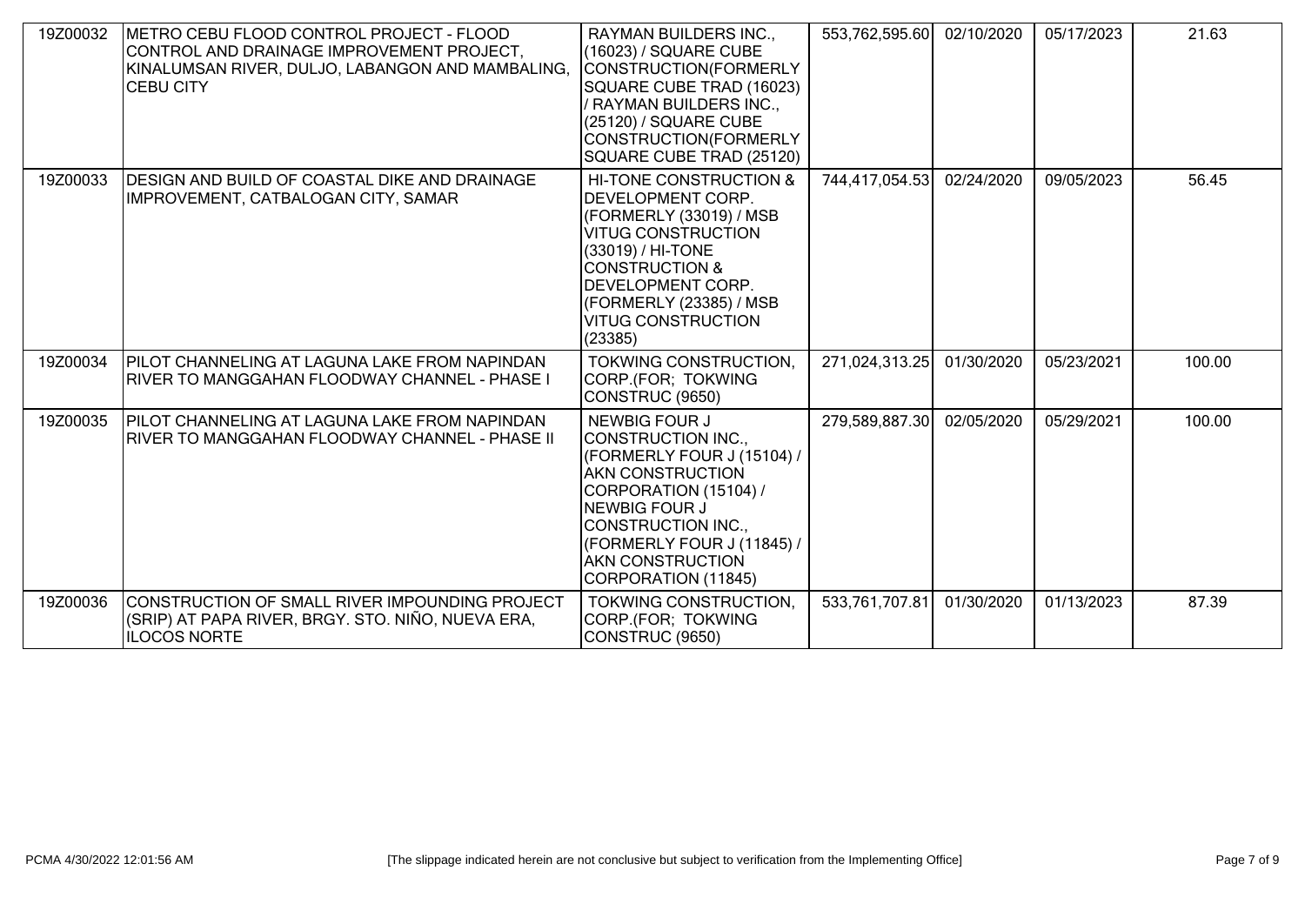| | | | | | | |
|---|---|---|---|---|---|---|
| 19Z00032 | METRO CEBU FLOOD CONTROL PROJECT - FLOOD CONTROL AND DRAINAGE IMPROVEMENT PROJECT, KINALUMSAN RIVER, DULJO, LABANGON AND MAMBALING, CEBU CITY | RAYMAN BUILDERS INC., (16023) / SQUARE CUBE CONSTRUCTION(FORMERLY SQUARE CUBE TRAD (16023) / RAYMAN BUILDERS INC., (25120) / SQUARE CUBE CONSTRUCTION(FORMERLY SQUARE CUBE TRAD (25120) | 553,762,595.60 | 02/10/2020 | 05/17/2023 | 21.63 |
| 19Z00033 | DESIGN AND BUILD OF COASTAL DIKE AND DRAINAGE IMPROVEMENT, CATBALOGAN CITY, SAMAR | HI-TONE CONSTRUCTION & DEVELOPMENT CORP. (FORMERLY (33019) / MSB VITUG CONSTRUCTION (33019) / HI-TONE CONSTRUCTION & DEVELOPMENT CORP. (FORMERLY (23385) / MSB VITUG CONSTRUCTION (23385) | 744,417,054.53 | 02/24/2020 | 09/05/2023 | 56.45 |
| 19Z00034 | PILOT CHANNELING AT LAGUNA LAKE FROM NAPINDAN RIVER TO MANGGAHAN FLOODWAY CHANNEL - PHASE I | TOKWING CONSTRUCTION, CORP.(FOR; TOKWING CONSTRUC (9650) | 271,024,313.25 | 01/30/2020 | 05/23/2021 | 100.00 |
| 19Z00035 | PILOT CHANNELING AT LAGUNA LAKE FROM NAPINDAN RIVER TO MANGGAHAN FLOODWAY CHANNEL - PHASE II | NEWBIG FOUR J CONSTRUCTION INC., (FORMERLY FOUR J (15104) / AKN CONSTRUCTION CORPORATION (15104) / NEWBIG FOUR J CONSTRUCTION INC., (FORMERLY FOUR J (11845) / AKN CONSTRUCTION CORPORATION (11845) | 279,589,887.30 | 02/05/2020 | 05/29/2021 | 100.00 |
| 19Z00036 | CONSTRUCTION OF SMALL RIVER IMPOUNDING PROJECT (SRIP) AT PAPA RIVER, BRGY. STO. NIÑO, NUEVA ERA, ILOCOS NORTE | TOKWING CONSTRUCTION, CORP.(FOR; TOKWING CONSTRUC (9650) | 533,761,707.81 | 01/30/2020 | 01/13/2023 | 87.39 |

[The slippage indicated herein are not conclusive but subject to verification from the Implementing Office]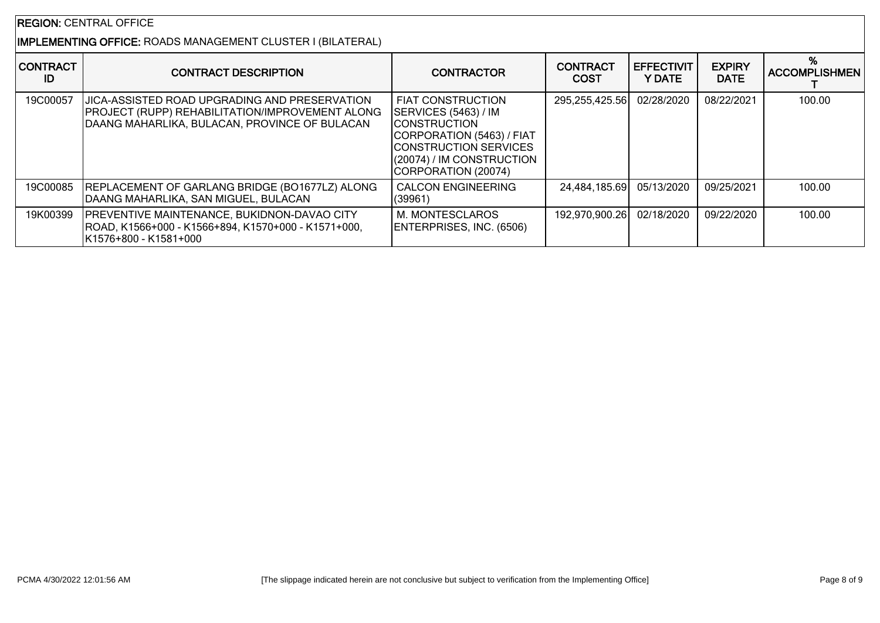**REGION:** CENTRAL OFFICE

**IMPLEMENTING OFFICE:** ROADS MANAGEMENT CLUSTER I (BILATERAL)

| CONTRACT ID | CONTRACT DESCRIPTION | CONTRACTOR | CONTRACT COST | EFFECTIVITY DATE | EXPIRY DATE | % ACCOMPLISHMENT |
|---|---|---|---|---|---|---|
| 19C00057 | JICA-ASSISTED ROAD UPGRADING AND PRESERVATION PROJECT (RUPP) REHABILITATION/IMPROVEMENT ALONG DAANG MAHARLIKA, BULACAN, PROVINCE OF BULACAN | FIAT CONSTRUCTION SERVICES (5463) / IM CONSTRUCTION CORPORATION (5463) / FIAT CONSTRUCTION SERVICES (20074) / IM CONSTRUCTION CORPORATION (20074) | 295,255,425.56 | 02/28/2020 | 08/22/2021 | 100.00 |
| 19C00085 | REPLACEMENT OF GARLANG BRIDGE (BO1677LZ) ALONG DAANG MAHARLIKA, SAN MIGUEL, BULACAN | CALCON ENGINEERING (39961) | 24,484,185.69 | 05/13/2020 | 09/25/2021 | 100.00 |
| 19K00399 | PREVENTIVE MAINTENANCE, BUKIDNON-DAVAO CITY ROAD, K1566+000 - K1566+894, K1570+000 - K1571+000, K1576+800 - K1581+000 | M. MONTESCLAROS ENTERPRISES, INC. (6506) | 192,970,900.26 | 02/18/2020 | 09/22/2020 | 100.00 |

PCMA 4/30/2022 12:01:56 AM

[The slippage indicated herein are not conclusive but subject to verification from the Implementing Office]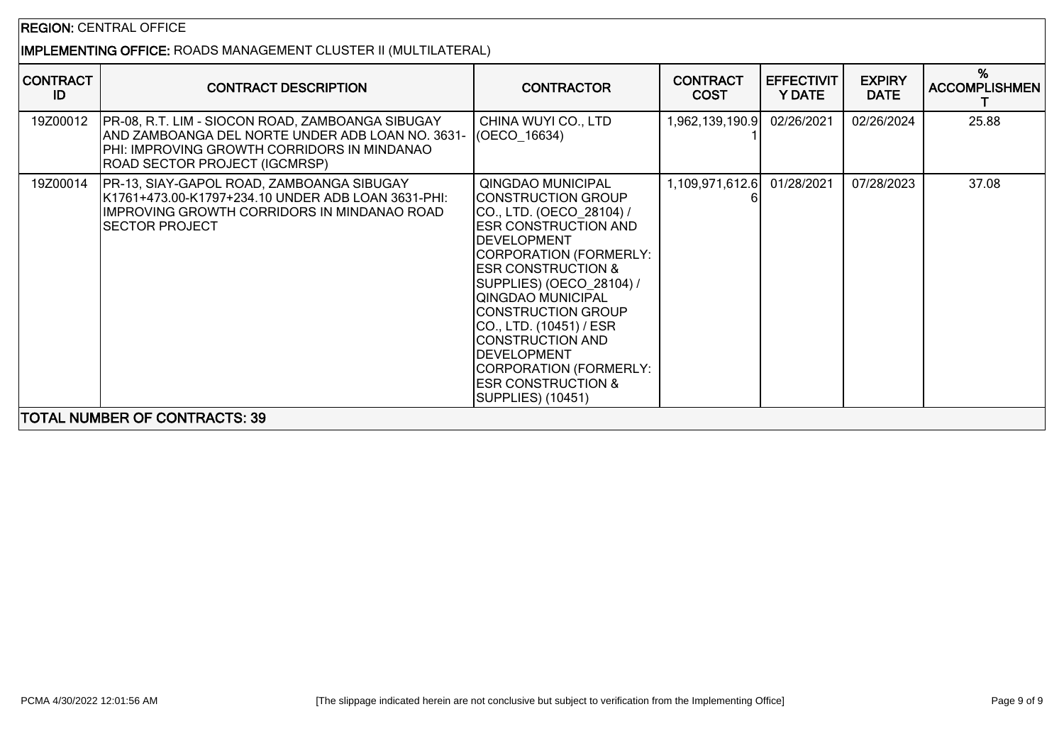**REGION:** CENTRAL OFFICE

**IMPLEMENTING OFFICE:** ROADS MANAGEMENT CLUSTER II (MULTILATERAL)

| CONTRACT ID | CONTRACT DESCRIPTION | CONTRACTOR | CONTRACT COST | EFFECTIVITY DATE | EXPIRY DATE | % ACCOMPLISHMENT |
|---|---|---|---|---|---|---|
| 19Z00012 | PR-08, R.T. LIM - SIOCON ROAD, ZAMBOANGA SIBUGAY AND ZAMBOANGA DEL NORTE UNDER ADB LOAN NO. 3631-PHI: IMPROVING GROWTH CORRIDORS IN MINDANAO ROAD SECTOR PROJECT (IGCMRSP) | CHINA WUYI CO., LTD (OECO_16634) | 1,962,139,190.91 | 02/26/2021 | 02/26/2024 | 25.88 |
| 19Z00014 | PR-13, SIAY-GAPOL ROAD, ZAMBOANGA SIBUGAY K1761+473.00-K1797+234.10 UNDER ADB LOAN 3631-PHI: IMPROVING GROWTH CORRIDORS IN MINDANAO ROAD SECTOR PROJECT | QINGDAO MUNICIPAL CONSTRUCTION GROUP CO., LTD. (OECO_28104) / ESR CONSTRUCTION AND DEVELOPMENT CORPORATION (FORMERLY: ESR CONSTRUCTION & SUPPLIES) (OECO_28104) / QINGDAO MUNICIPAL CONSTRUCTION GROUP CO., LTD. (10451) / ESR CONSTRUCTION AND DEVELOPMENT CORPORATION (FORMERLY: ESR CONSTRUCTION & SUPPLIES) (10451) | 1,109,971,612.66 | 01/28/2021 | 07/28/2023 | 37.08 |

**TOTAL NUMBER OF CONTRACTS: 39**

[The slippage indicated herein are not conclusive but subject to verification from the Implementing Office]